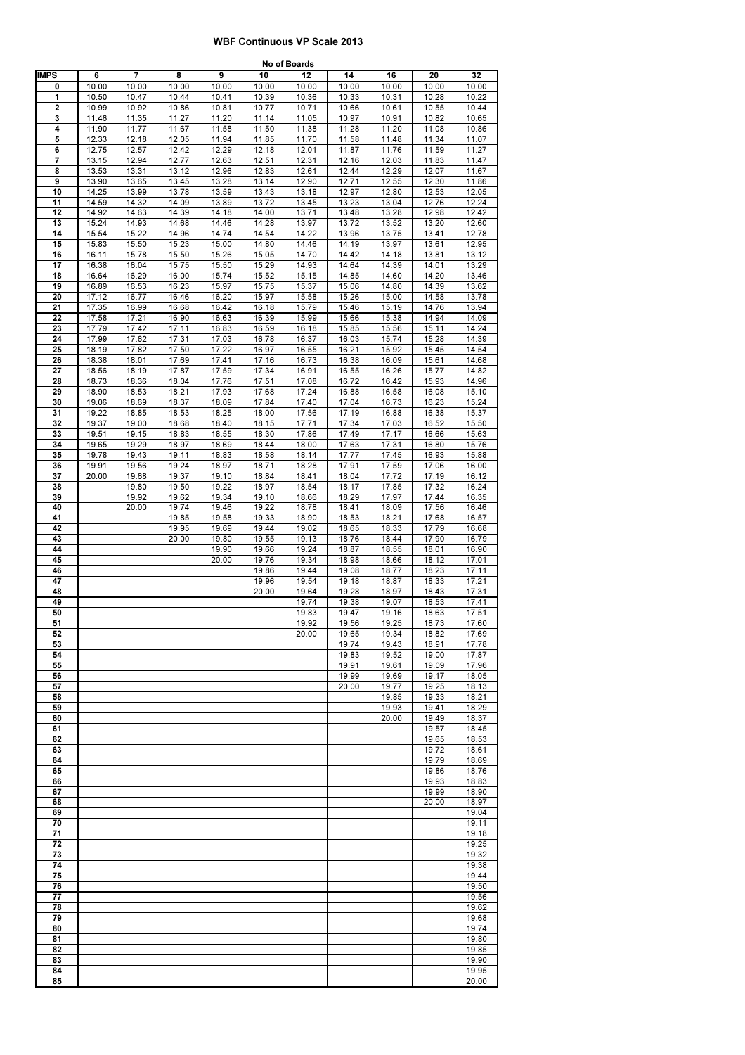# WBF Continuous VP Scale 2013

| IMPS | No of Boards 6 | 7 | 8 | 9 | 10 | 12 | 14 | 16 | 20 | 32 |
|---|---|---|---|---|---|---|---|---|---|---|
| 0 | 10.00 | 10.00 | 10.00 | 10.00 | 10.00 | 10.00 | 10.00 | 10.00 | 10.00 | 10.00 |
| 1 | 10.50 | 10.47 | 10.44 | 10.41 | 10.39 | 10.36 | 10.33 | 10.31 | 10.28 | 10.22 |
| 2 | 10.99 | 10.92 | 10.86 | 10.81 | 10.77 | 10.71 | 10.66 | 10.61 | 10.55 | 10.44 |
| 3 | 11.46 | 11.35 | 11.27 | 11.20 | 11.14 | 11.05 | 10.97 | 10.91 | 10.82 | 10.65 |
| 4 | 11.90 | 11.77 | 11.67 | 11.58 | 11.50 | 11.38 | 11.28 | 11.20 | 11.08 | 10.86 |
| 5 | 12.33 | 12.18 | 12.05 | 11.94 | 11.85 | 11.70 | 11.58 | 11.48 | 11.34 | 11.07 |
| 6 | 12.75 | 12.57 | 12.42 | 12.29 | 12.18 | 12.01 | 11.87 | 11.76 | 11.59 | 11.27 |
| 7 | 13.15 | 12.94 | 12.77 | 12.63 | 12.51 | 12.31 | 12.16 | 12.03 | 11.83 | 11.47 |
| 8 | 13.53 | 13.31 | 13.12 | 12.96 | 12.83 | 12.61 | 12.44 | 12.29 | 12.07 | 11.67 |
| 9 | 13.90 | 13.65 | 13.45 | 13.28 | 13.14 | 12.90 | 12.71 | 12.55 | 12.30 | 11.86 |
| 10 | 14.25 | 13.99 | 13.78 | 13.59 | 13.43 | 13.18 | 12.97 | 12.80 | 12.53 | 12.05 |
| 11 | 14.59 | 14.32 | 14.09 | 13.89 | 13.72 | 13.45 | 13.23 | 13.04 | 12.76 | 12.24 |
| 12 | 14.92 | 14.63 | 14.39 | 14.18 | 14.00 | 13.71 | 13.48 | 13.28 | 12.98 | 12.42 |
| 13 | 15.24 | 14.93 | 14.68 | 14.46 | 14.28 | 13.97 | 13.72 | 13.52 | 13.20 | 12.60 |
| 14 | 15.54 | 15.22 | 14.96 | 14.74 | 14.54 | 14.22 | 13.96 | 13.75 | 13.41 | 12.78 |
| 15 | 15.83 | 15.50 | 15.23 | 15.00 | 14.80 | 14.46 | 14.19 | 13.97 | 13.61 | 12.95 |
| 16 | 16.11 | 15.78 | 15.50 | 15.26 | 15.05 | 14.70 | 14.42 | 14.18 | 13.81 | 13.12 |
| 17 | 16.38 | 16.04 | 15.75 | 15.50 | 15.29 | 14.93 | 14.64 | 14.39 | 14.01 | 13.29 |
| 18 | 16.64 | 16.29 | 16.00 | 15.74 | 15.52 | 15.15 | 14.85 | 14.60 | 14.20 | 13.46 |
| 19 | 16.89 | 16.53 | 16.23 | 15.97 | 15.75 | 15.37 | 15.06 | 14.80 | 14.39 | 13.62 |
| 20 | 17.12 | 16.77 | 16.46 | 16.20 | 15.97 | 15.58 | 15.26 | 15.00 | 14.58 | 13.78 |
| 21 | 17.35 | 16.99 | 16.68 | 16.42 | 16.18 | 15.79 | 15.46 | 15.19 | 14.76 | 13.94 |
| 22 | 17.58 | 17.21 | 16.90 | 16.63 | 16.39 | 15.99 | 15.66 | 15.38 | 14.94 | 14.09 |
| 23 | 17.79 | 17.42 | 17.11 | 16.83 | 16.59 | 16.18 | 15.85 | 15.56 | 15.11 | 14.24 |
| 24 | 17.99 | 17.62 | 17.31 | 17.03 | 16.78 | 16.37 | 16.03 | 15.74 | 15.28 | 14.39 |
| 25 | 18.19 | 17.82 | 17.50 | 17.22 | 16.97 | 16.55 | 16.21 | 15.92 | 15.45 | 14.54 |
| 26 | 18.38 | 18.01 | 17.69 | 17.41 | 17.16 | 16.73 | 16.38 | 16.09 | 15.61 | 14.68 |
| 27 | 18.56 | 18.19 | 17.87 | 17.59 | 17.34 | 16.91 | 16.55 | 16.26 | 15.77 | 14.82 |
| 28 | 18.73 | 18.36 | 18.04 | 17.76 | 17.51 | 17.08 | 16.72 | 16.42 | 15.93 | 14.96 |
| 29 | 18.90 | 18.53 | 18.21 | 17.93 | 17.68 | 17.24 | 16.88 | 16.58 | 16.08 | 15.10 |
| 30 | 19.06 | 18.69 | 18.37 | 18.09 | 17.84 | 17.40 | 17.04 | 16.73 | 16.23 | 15.24 |
| 31 | 19.22 | 18.85 | 18.53 | 18.25 | 18.00 | 17.56 | 17.19 | 16.88 | 16.38 | 15.37 |
| 32 | 19.37 | 19.00 | 18.68 | 18.40 | 18.15 | 17.71 | 17.34 | 17.03 | 16.52 | 15.50 |
| 33 | 19.51 | 19.15 | 18.83 | 18.55 | 18.30 | 17.86 | 17.49 | 17.17 | 16.66 | 15.63 |
| 34 | 19.65 | 19.29 | 18.97 | 18.69 | 18.44 | 18.00 | 17.63 | 17.31 | 16.80 | 15.76 |
| 35 | 19.78 | 19.43 | 19.11 | 18.83 | 18.58 | 18.14 | 17.77 | 17.45 | 16.93 | 15.88 |
| 36 | 19.91 | 19.56 | 19.24 | 18.97 | 18.71 | 18.28 | 17.91 | 17.59 | 17.06 | 16.00 |
| 37 | 20.00 | 19.68 | 19.37 | 19.10 | 18.84 | 18.41 | 18.04 | 17.72 | 17.19 | 16.12 |
| 38 | | 19.80 | 19.50 | 19.22 | 18.97 | 18.54 | 18.17 | 17.85 | 17.32 | 16.24 |
| 39 | | 19.92 | 19.62 | 19.34 | 19.10 | 18.66 | 18.29 | 17.97 | 17.44 | 16.35 |
| 40 | | 20.00 | 19.74 | 19.46 | 19.22 | 18.78 | 18.41 | 18.09 | 17.56 | 16.46 |
| 41 | | | 19.85 | 19.58 | 19.33 | 18.90 | 18.53 | 18.21 | 17.68 | 16.57 |
| 42 | | | 19.95 | 19.69 | 19.44 | 19.02 | 18.65 | 18.33 | 17.79 | 16.68 |
| 43 | | | 20.00 | 19.80 | 19.55 | 19.13 | 18.76 | 18.44 | 17.90 | 16.79 |
| 44 | | | | 19.90 | 19.66 | 19.24 | 18.87 | 18.55 | 18.01 | 16.90 |
| 45 | | | | 20.00 | 19.76 | 19.34 | 18.98 | 18.66 | 18.12 | 17.01 |
| 46 | | | | | 19.86 | 19.44 | 19.08 | 18.77 | 18.23 | 17.11 |
| 47 | | | | | 19.96 | 19.54 | 19.18 | 18.87 | 18.33 | 17.21 |
| 48 | | | | | 20.00 | 19.64 | 19.28 | 18.97 | 18.43 | 17.31 |
| 49 | | | | | | 19.74 | 19.38 | 19.07 | 18.53 | 17.41 |
| 50 | | | | | | 19.83 | 19.47 | 19.16 | 18.63 | 17.51 |
| 51 | | | | | | 19.92 | 19.56 | 19.25 | 18.73 | 17.60 |
| 52 | | | | | | 20.00 | 19.65 | 19.34 | 18.82 | 17.69 |
| 53 | | | | | | | 19.74 | 19.43 | 18.91 | 17.78 |
| 54 | | | | | | | 19.83 | 19.52 | 19.00 | 17.87 |
| 55 | | | | | | | 19.91 | 19.61 | 19.09 | 17.96 |
| 56 | | | | | | | 19.99 | 19.69 | 19.17 | 18.05 |
| 57 | | | | | | | 20.00 | 19.77 | 19.25 | 18.13 |
| 58 | | | | | | | | 19.85 | 19.33 | 18.21 |
| 59 | | | | | | | | 19.93 | 19.41 | 18.29 |
| 60 | | | | | | | | 20.00 | 19.49 | 18.37 |
| 61 | | | | | | | | | 19.57 | 18.45 |
| 62 | | | | | | | | | 19.65 | 18.53 |
| 63 | | | | | | | | | 19.72 | 18.61 |
| 64 | | | | | | | | | 19.79 | 18.69 |
| 65 | | | | | | | | | 19.86 | 18.76 |
| 66 | | | | | | | | | 19.93 | 18.83 |
| 67 | | | | | | | | | 19.99 | 18.90 |
| 68 | | | | | | | | | 20.00 | 18.97 |
| 69 | | | | | | | | | | 19.04 |
| 70 | | | | | | | | | | 19.11 |
| 71 | | | | | | | | | | 19.18 |
| 72 | | | | | | | | | | 19.25 |
| 73 | | | | | | | | | | 19.32 |
| 74 | | | | | | | | | | 19.38 |
| 75 | | | | | | | | | | 19.44 |
| 76 | | | | | | | | | | 19.50 |
| 77 | | | | | | | | | | 19.56 |
| 78 | | | | | | | | | | 19.62 |
| 79 | | | | | | | | | | 19.68 |
| 80 | | | | | | | | | | 19.74 |
| 81 | | | | | | | | | | 19.80 |
| 82 | | | | | | | | | | 19.85 |
| 83 | | | | | | | | | | 19.90 |
| 84 | | | | | | | | | | 19.95 |
| 85 | | | | | | | | | | 20.00 |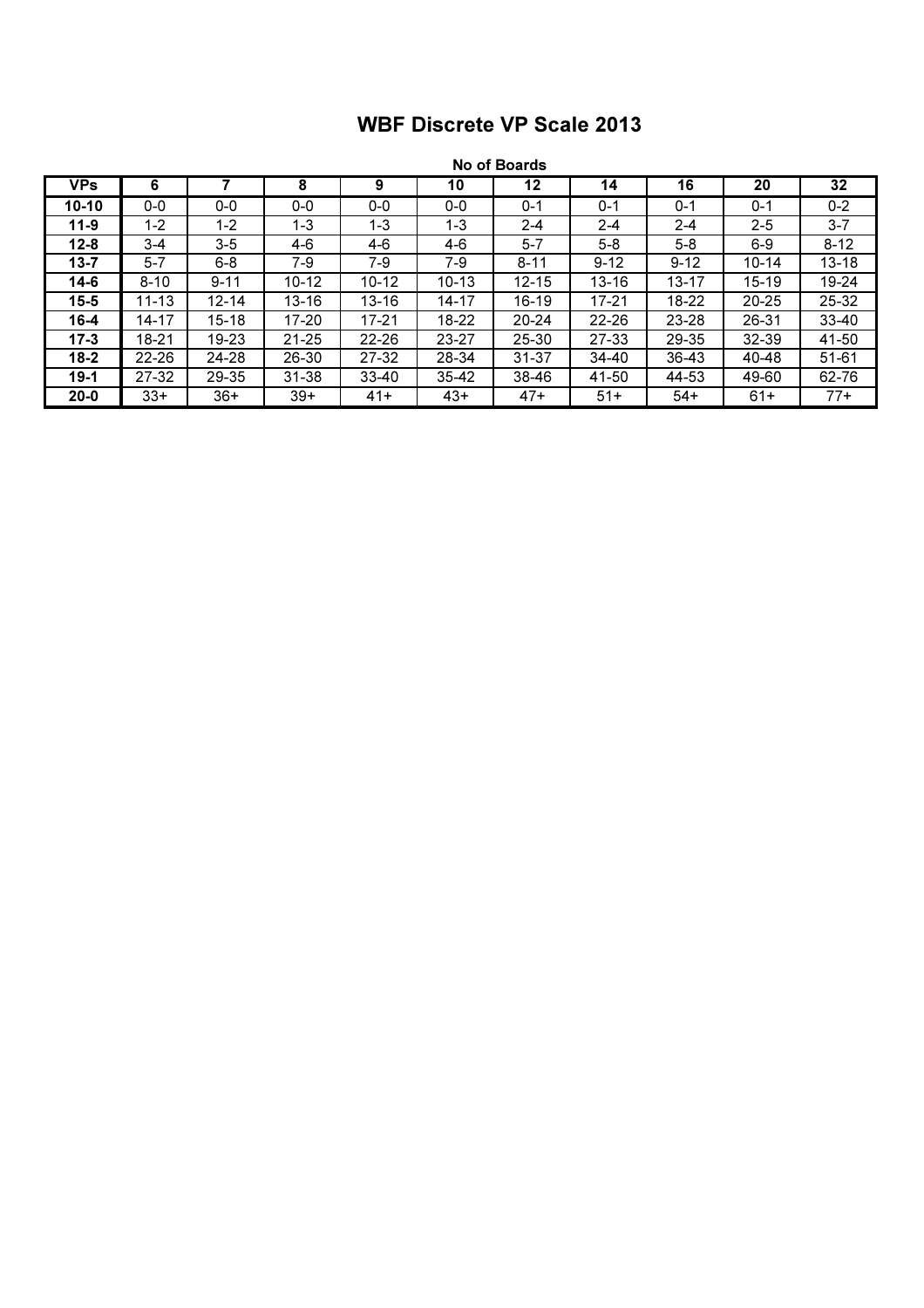# WBF Discrete VP Scale 2013

| | No of Boards | | | | | | | | | |
|---|---|---|---|---|---|---|---|---|---|---|
| **VPs** | **6** | **7** | **8** | **9** | **10** | **12** | **14** | **16** | **20** | **32** |
| **10-10** | 0-0 | 0-0 | 0-0 | 0-0 | 0-0 | 0-1 | 0-1 | 0-1 | 0-1 | 0-2 |
| **11-9** | 1-2 | 1-2 | 1-3 | 1-3 | 1-3 | 2-4 | 2-4 | 2-4 | 2-5 | 3-7 |
| **12-8** | 3-4 | 3-5 | 4-6 | 4-6 | 4-6 | 5-7 | 5-8 | 5-8 | 6-9 | 8-12 |
| **13-7** | 5-7 | 6-8 | 7-9 | 7-9 | 7-9 | 8-11 | 9-12 | 9-12 | 10-14 | 13-18 |
| **14-6** | 8-10 | 9-11 | 10-12 | 10-12 | 10-13 | 12-15 | 13-16 | 13-17 | 15-19 | 19-24 |
| **15-5** | 11-13 | 12-14 | 13-16 | 13-16 | 14-17 | 16-19 | 17-21 | 18-22 | 20-25 | 25-32 |
| **16-4** | 14-17 | 15-18 | 17-20 | 17-21 | 18-22 | 20-24 | 22-26 | 23-28 | 26-31 | 33-40 |
| **17-3** | 18-21 | 19-23 | 21-25 | 22-26 | 23-27 | 25-30 | 27-33 | 29-35 | 32-39 | 41-50 |
| **18-2** | 22-26 | 24-28 | 26-30 | 27-32 | 28-34 | 31-37 | 34-40 | 36-43 | 40-48 | 51-61 |
| **19-1** | 27-32 | 29-35 | 31-38 | 33-40 | 35-42 | 38-46 | 41-50 | 44-53 | 49-60 | 62-76 |
| **20-0** | 33+ | 36+ | 39+ | 41+ | 43+ | 47+ | 51+ | 54+ | 61+ | 77+ |